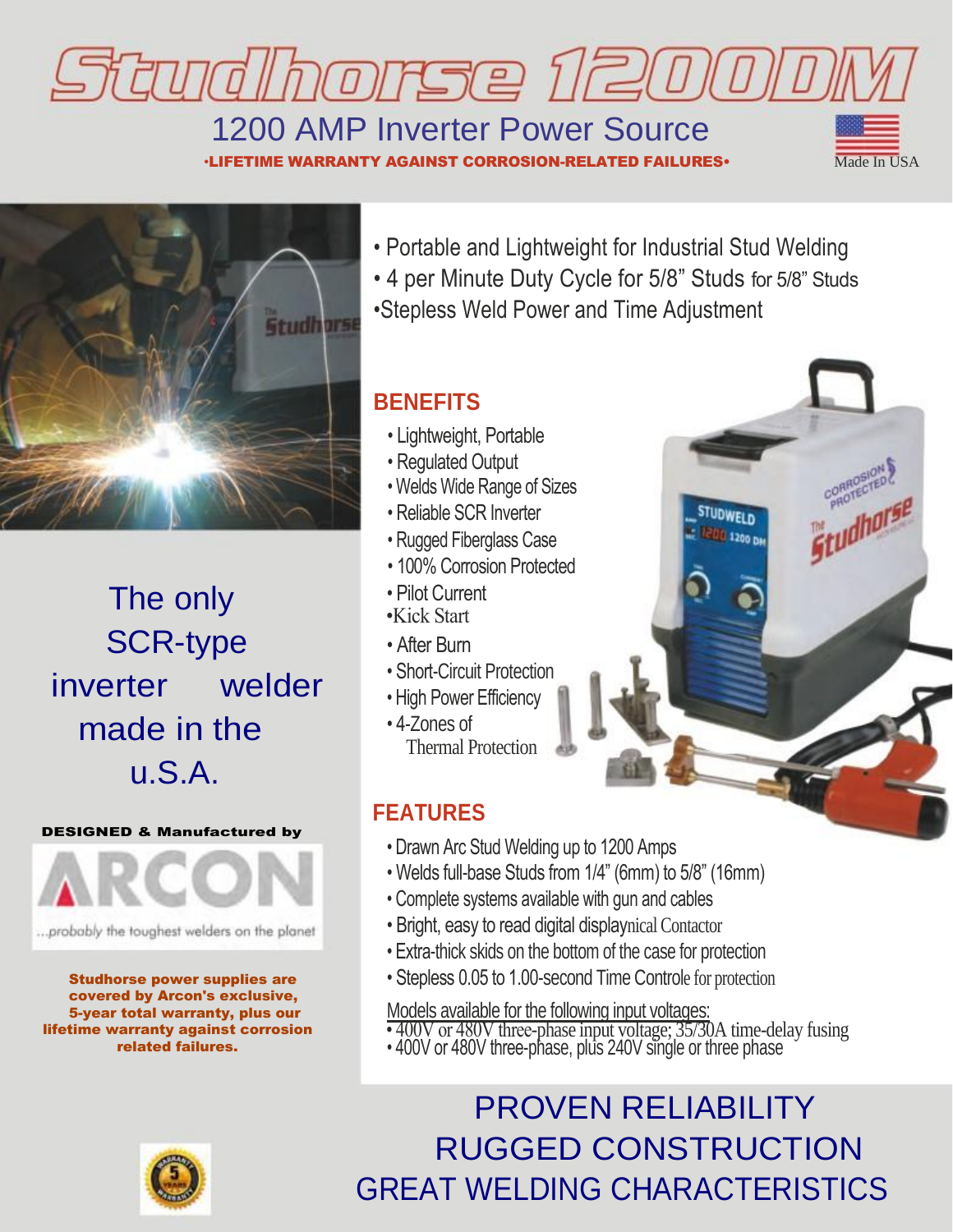# Studhorse 1200DM

## 1200 AMP Inverter Power Source

**•LIFETIME WARRANTY AGAINST CORROSION-RELATED FAILURES•**

Made In USA

- Portable and Lightweight for Industrial Stud Welding
- 4 per Minute Duty Cycle for 5/8" Studs for 5/8" Studs
- Stepless Weld Power and Time Adjustment

The only SCR-type inverter welder made in the u.S.A.

**DESIGNED & Manufactured by**

ARCON

...probably the toughest welders on the planet

**Studhorse power supplies are covered by Arcon's exclusive, 5-year total warranty, plus our lifetime warranty against corrosion related failures.**

## BENEFITS

- Lightweight, Portable
- Regulated Output
- Welds Wide Range of Sizes
- Reliable SCR Inverter
- Rugged Fiberglass Case
- 100% Corrosion Protected
- Pilot Current
- Kick Start
- After Burn
- Short-Circuit Protection
- High Power Efficiency
- 4-Zones of Thermal Protection

## FEATURES

- Drawn Arc Stud Welding up to 1200 Amps
- Welds full-base Studs from 1/4" (6mm) to 5/8" (16mm)
- Complete systems available with gun and cables
- Bright, easy to read digital displaynical Contactor
- Extra-thick skids on the bottom of the case for protection
- Stepless 0.05 to 1.00-second Time Controle for protection

Models available for the following input voltages:

- 400V or 480V three-phase input voltage; 35/30A time-delay fusing
- 400V or 480V three-phase, plus 240V single or three phase

PROVEN RELIABILITY
RUGGED CONSTRUCTION
GREAT WELDING CHARACTERISTICS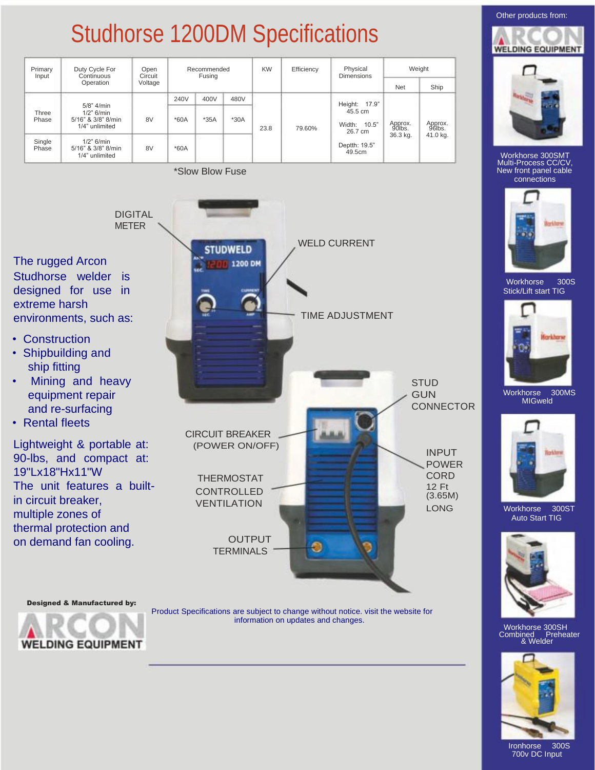# Studhorse 1200DM Specifications

| Primary Input | Duty Cycle For Continuous Operation | Open Circuit Voltage | Recommended Fusing | | | KW | Efficiency | Physical Dimensions | Weight | |
|---|---|---|---|---|---|---|---|---|---|---|
| | | | 240V | 400V | 480V | | | | Net | Ship |
| Three Phase | 5/8" 4/min<br>1/2" 6/min<br>5/16" & 3/8" 8/min<br>1/4" unlimited | 8V | *60A | *35A | *30A | 23.8 | 79.60% | Height: 17.9" 45.5 cm<br>Width: 10.5" 26.7 cm<br>Depth: 19.5" 49.5cm | Approx. 90lbs. 36.3 kg. | Approx. 96lbs. 41.0 kg. |
| Single Phase | 1/2" 6/min<br>5/16" & 3/8" 8/min<br>1/4" unlimited | 8V | *60A | | | | | | | |

*Slow Blow Fuse

DIGITAL METER

WELD CURRENT

TIME ADJUSTMENT

STUD GUN CONNECTOR

CIRCUIT BREAKER (POWER ON/OFF)

INPUT POWER CORD 12 Ft (3.65M) LONG

THERMOSTAT CONTROLLED VENTILATION

OUTPUT TERMINALS

The rugged Arcon Studhorse welder is designed for use in extreme harsh environments, such as:

- Construction
- Shipbuilding and ship fitting
- Mining and heavy equipment repair and re-surfacing
- Rental fleets

Lightweight & portable at: 90-lbs, and compact at: 19"Lx18"Hx11"W

The unit features a built-in circuit breaker, multiple zones of thermal protection and on demand fan cooling.

**Designed & Manufactured by:**

ARCON WELDING EQUIPMENT

Product Specifications are subject to change without notice. visit the website for information on updates and changes.

Other products from:

ARCON WELDING EQUIPMENT

Workhorse 300SMT Multi-Process CC/CV, New front panel cable connections

Workhorse 300S Stick/Lift start TIG

Workhorse 300MS MIGweld

Workhorse 300ST Auto Start TIG

Workhorse 300SH Combined Preheater & Welder

Ironhorse 300S 700v DC Input